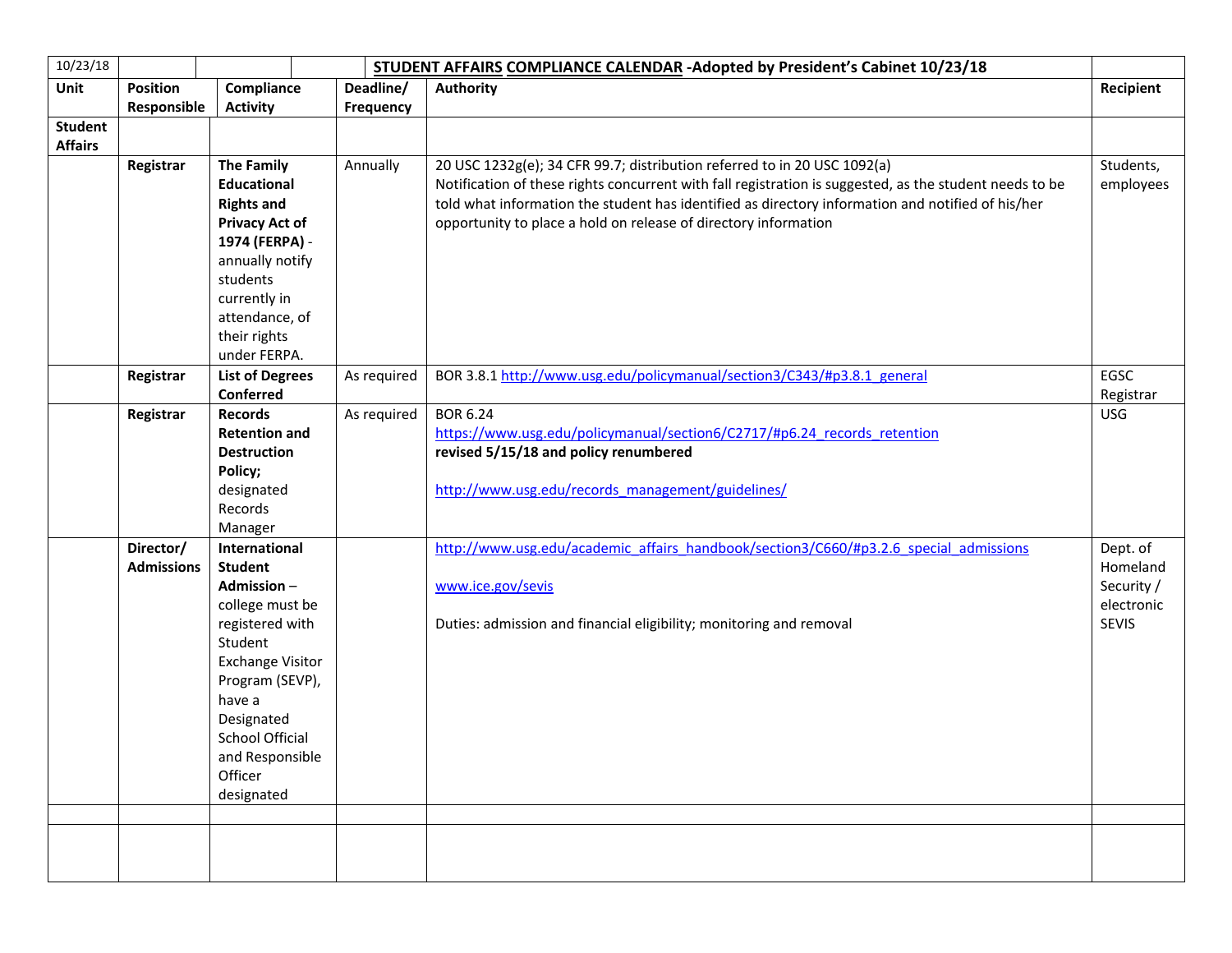| 10/23/18 | | | | **STUDENT AFFAIRS COMPLIANCE CALENDAR -Adopted by President's Cabinet 10/23/18** | |
|---|---|---|---|---|---|
| **Unit** | **Position Responsible** | **Compliance Activity** | **Deadline/ Frequency** | **Authority** | **Recipient** |
| **Student Affairs** | | | | | |
| | **Registrar** | **The Family Educational Rights and Privacy Act of 1974 (FERPA)** - annually notify students currently in attendance, of their rights under FERPA. | Annually | 20 USC 1232g(e); 34 CFR 99.7; distribution referred to in 20 USC 1092(a)<br>Notification of these rights concurrent with fall registration is suggested, as the student needs to be told what information the student has identified as directory information and notified of his/her opportunity to place a hold on release of directory information | Students, employees |
| | **Registrar** | **List of Degrees Conferred** | As required | BOR 3.8.1 http://www.usg.edu/policymanual/section3/C343/#p3.8.1_general | EGSC Registrar |
| | **Registrar** | **Records Retention and Destruction Policy;** designated Records Manager | As required | BOR 6.24<br>https://www.usg.edu/policymanual/section6/C2717/#p6.24_records_retention<br>**revised 5/15/18 and policy renumbered**<br><br>http://www.usg.edu/records_management/guidelines/ | USG |
| | **Director/ Admissions** | **International Student Admission** – college must be registered with Student Exchange Visitor Program (SEVP), have a Designated School Official and Responsible Officer designated | | http://www.usg.edu/academic_affairs_handbook/section3/C660/#p3.2.6_special_admissions<br><br>www.ice.gov/sevis<br><br>Duties: admission and financial eligibility; monitoring and removal | Dept. of Homeland Security / electronic SEVIS |
| | | | | | |
| | | | | | |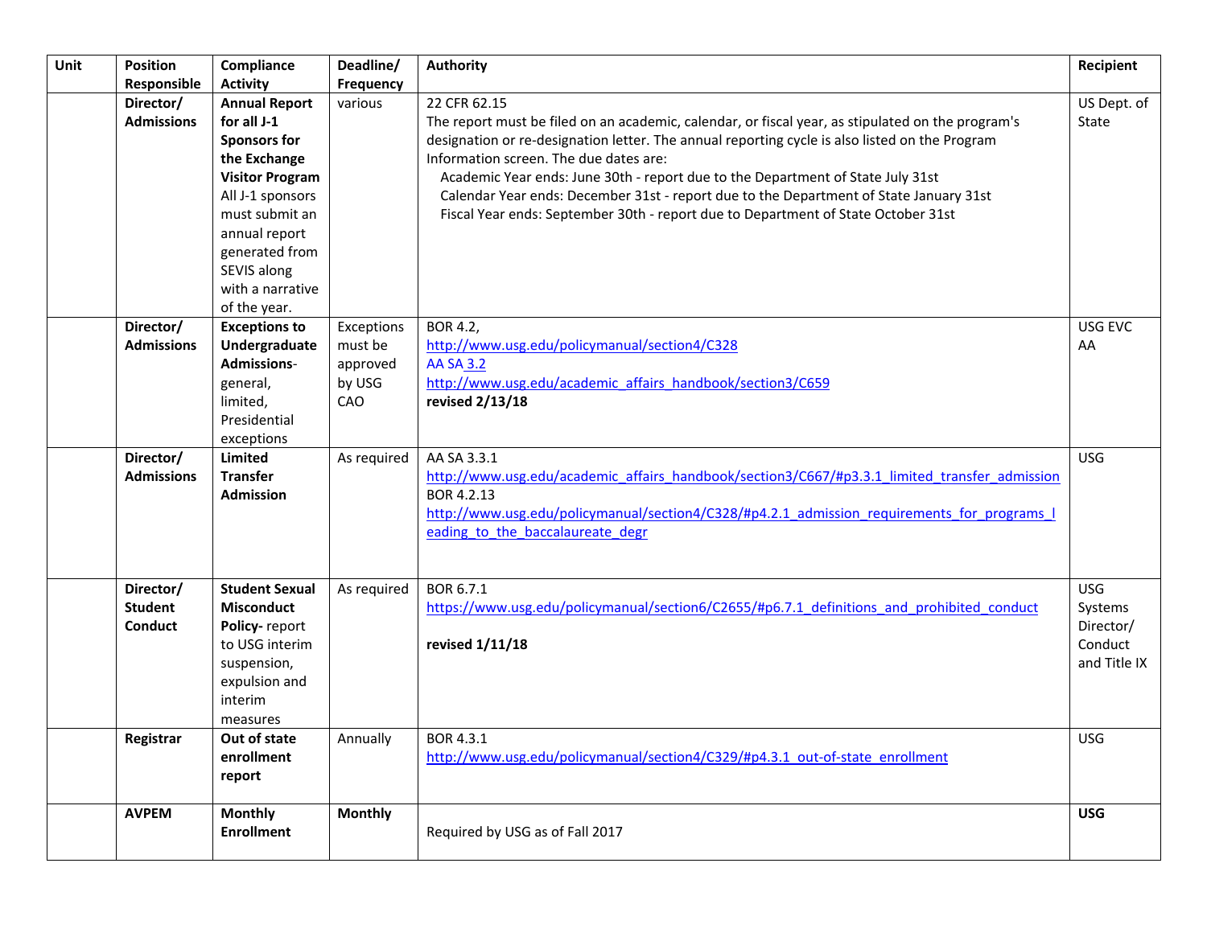| Unit | Position Responsible | Compliance Activity | Deadline/ Frequency | Authority | Recipient |
|---|---|---|---|---|---|
| | **Director/ Admissions** | **Annual Report for all J-1 Sponsors for the Exchange Visitor Program** All J-1 sponsors must submit an annual report generated from SEVIS along with a narrative of the year. | various | 22 CFR 62.15<br>The report must be filed on an academic, calendar, or fiscal year, as stipulated on the program's designation or re-designation letter. The annual reporting cycle is also listed on the Program Information screen. The due dates are:<br>Academic Year ends: June 30th - report due to the Department of State July 31st<br>Calendar Year ends: December 31st - report due to the Department of State January 31st<br>Fiscal Year ends: September 30th - report due to Department of State October 31st | US Dept. of State |
| | **Director/ Admissions** | **Exceptions to Undergraduate Admissions**- general, limited, Presidential exceptions | Exceptions must be approved by USG CAO | BOR 4.2,<br>http://www.usg.edu/policymanual/section4/C328<br>AA SA 3.2<br>http://www.usg.edu/academic_affairs_handbook/section3/C659<br>**revised 2/13/18** | USG EVC AA |
| | **Director/ Admissions** | **Limited Transfer Admission** | As required | AA SA 3.3.1<br>http://www.usg.edu/academic_affairs_handbook/section3/C667/#p3.3.1_limited_transfer_admission<br>BOR 4.2.13<br>http://www.usg.edu/policymanual/section4/C328/#p4.2.1_admission_requirements_for_programs_leading_to_the_baccalaureate_degr | USG |
| | **Director/ Student Conduct** | **Student Sexual Misconduct Policy-** report to USG interim suspension, expulsion and interim measures | As required | BOR 6.7.1<br>https://www.usg.edu/policymanual/section6/C2655/#p6.7.1_definitions_and_prohibited_conduct<br><br>**revised 1/11/18** | USG Systems Director/ Conduct and Title IX |
| | **Registrar** | **Out of state enrollment report** | Annually | BOR 4.3.1<br>http://www.usg.edu/policymanual/section4/C329/#p4.3.1_out-of-state_enrollment | USG |
| | **AVPEM** | **Monthly Enrollment** | **Monthly** | Required by USG as of Fall 2017 | **USG** |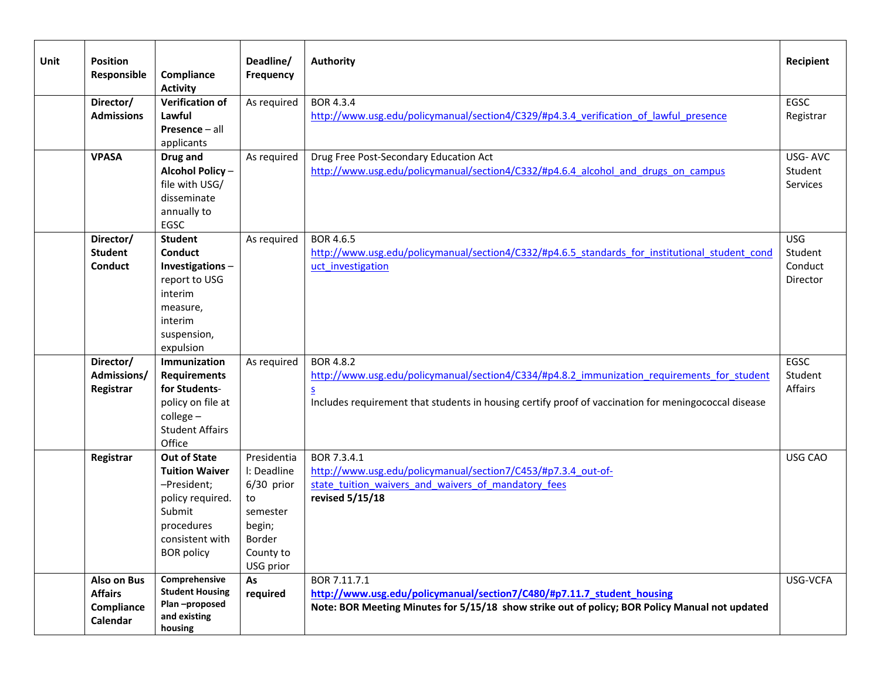| Unit | Position Responsible | Compliance Activity | Deadline/ Frequency | Authority | Recipient |
|---|---|---|---|---|---|
| | **Director/ Admissions** | **Verification of Lawful Presence** – all applicants | As required | BOR 4.3.4 http://www.usg.edu/policymanual/section4/C329/#p4.3.4_verification_of_lawful_presence | EGSC Registrar |
| | **VPASA** | **Drug and Alcohol Policy** – file with USG/ disseminate annually to EGSC | As required | Drug Free Post-Secondary Education Act http://www.usg.edu/policymanual/section4/C332/#p4.6.4_alcohol_and_drugs_on_campus | USG- AVC Student Services |
| | **Director/ Student Conduct** | **Student Conduct Investigations** – report to USG interim measure, interim suspension, expulsion | As required | BOR 4.6.5 http://www.usg.edu/policymanual/section4/C332/#p4.6.5_standards_for_institutional_student_conduct_investigation | USG Student Conduct Director |
| | **Director/ Admissions/ Registrar** | **Immunization Requirements for Students**- policy on file at college – Student Affairs Office | As required | BOR 4.8.2 http://www.usg.edu/policymanual/section4/C334/#p4.8.2_immunization_requirements_for_students Includes requirement that students in housing certify proof of vaccination for meningococcal disease | EGSC Student Affairs |
| | **Registrar** | **Out of State Tuition Waiver** –President; policy required. Submit procedures consistent with BOR policy | Presidential: Deadline 6/30 prior to semester begin; Border County to USG prior | BOR 7.3.4.1 http://www.usg.edu/policymanual/section7/C453/#p7.3.4_out-of-state_tuition_waivers_and_waivers_of_mandatory_fees **revised 5/15/18** | USG CAO |
| | **Also on Bus Affairs Compliance Calendar** | **Comprehensive Student Housing Plan –proposed and existing housing** | **As required** | BOR 7.11.7.1 **http://www.usg.edu/policymanual/section7/C480/#p7.11.7_student_housing** **Note: BOR Meeting Minutes for 5/15/18 show strike out of policy; BOR Policy Manual not updated** | USG-VCFA |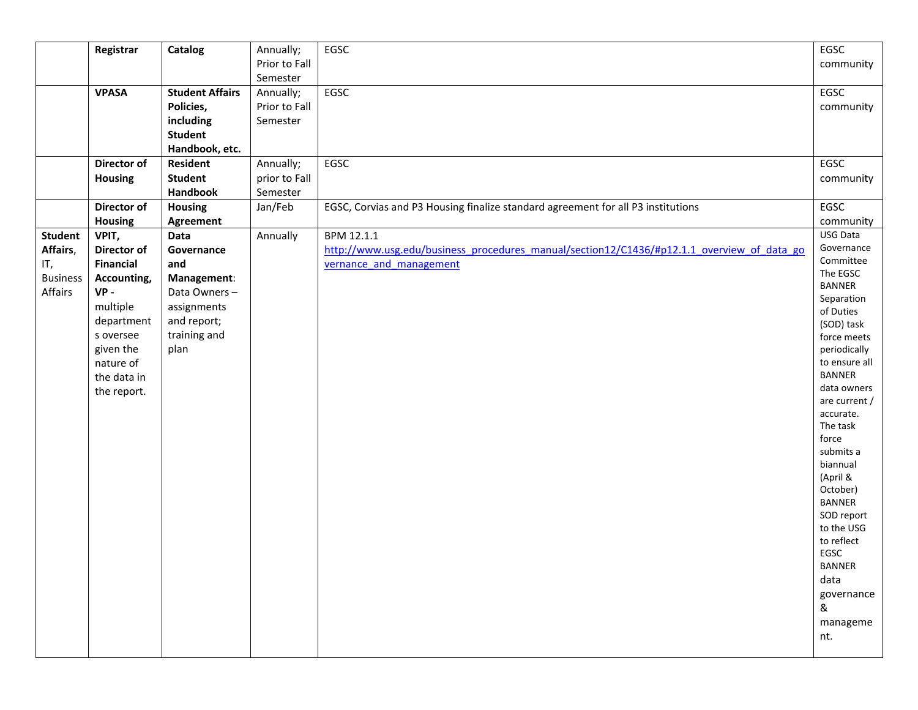| | | | | | |
|---|---|---|---|---|---|
| | **Registrar** | **Catalog** | Annually; Prior to Fall Semester | EGSC | EGSC community |
| | **VPASA** | **Student Affairs Policies, including Student Handbook, etc.** | Annually; Prior to Fall Semester | EGSC | EGSC community |
| | **Director of Housing** | **Resident Student Handbook** | Annually; prior to Fall Semester | EGSC | EGSC community |
| | **Director of Housing** | **Housing Agreement** | Jan/Feb | EGSC, Corvias and P3 Housing finalize standard agreement for all P3 institutions | EGSC community |
| **Student Affairs**, IT, Business Affairs | **VPIT, Director of Financial Accounting, VP -** multiple departments oversee given the nature of the data in the report. | **Data Governance and Management**: Data Owners – assignments and report; training and plan | Annually | BPM 12.1.1 [http://www.usg.edu/business_procedures_manual/section12/C1436/#p12.1.1_overview_of_data_governance_and_management](http://www.usg.edu/business_procedures_manual/section12/C1436/#p12.1.1_overview_of_data_governance_and_management) | USG Data Governance Committee The EGSC BANNER Separation of Duties (SOD) task force meets periodically to ensure all BANNER data owners are current / accurate. The task force submits a biannual (April & October) BANNER SOD report to the USG to reflect EGSC BANNER data governance & management. |